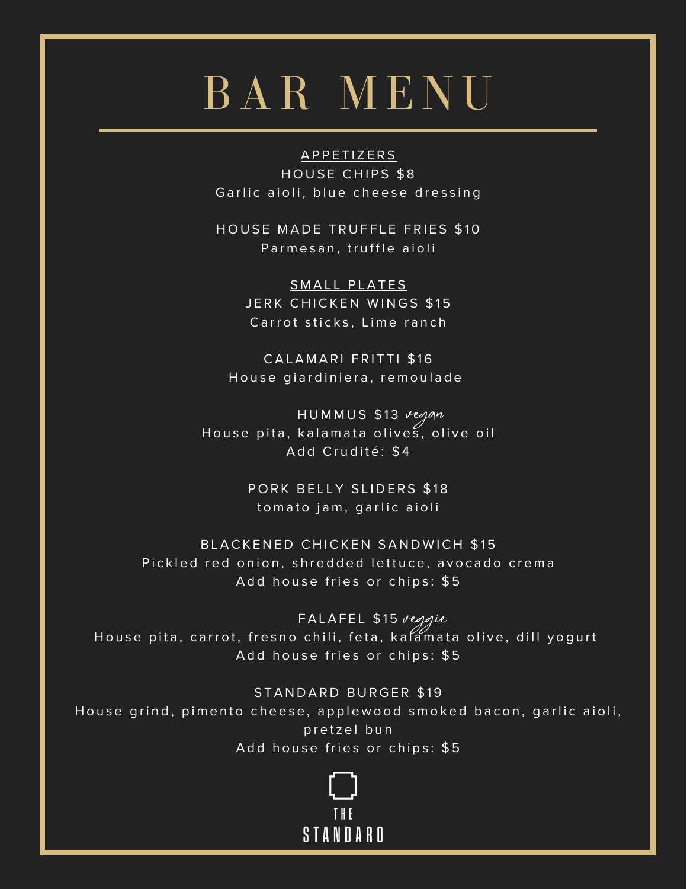# BAR MENU

## APPETIZERS

**HOUSE CHIPS $8**
Garlic aioli, blue cheese dressing

**HOUSE MADE TRUFFLE FRIES $10**
Parmesan, truffle aioli

## SMALL PLATES

**JERK CHICKEN WINGS $15**
Carrot sticks, Lime ranch

**CALAMARI FRITTI $16**
House giardiniera, remoulade

**HUMMUS $13** *vegan*
House pita, kalamata olives, olive oil
Add Crudité: $4

**PORK BELLY SLIDERS $18**
tomato jam, garlic aioli

**BLACKENED CHICKEN SANDWICH $15**
Pickled red onion, shredded lettuce, avocado crema
Add house fries or chips: $5

**FALAFEL $15** *veggie*
House pita, carrot, fresno chili, feta, kalamata olive, dill yogurt
Add house fries or chips: $5

**STANDARD BURGER $19**
House grind, pimento cheese, applewood smoked bacon, garlic aioli, pretzel bun
Add house fries or chips: $5

THE STANDARD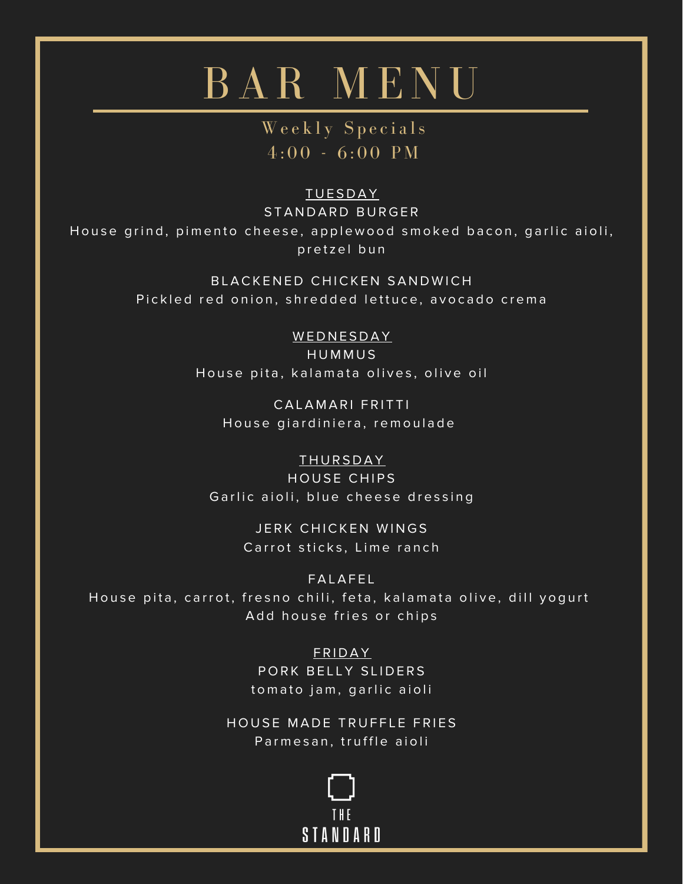# BAR MENU

## Weekly Specials
## 4:00 - 6:00 PM

### TUESDAY

**STANDARD BURGER**

House grind, pimento cheese, applewood smoked bacon, garlic aioli, pretzel bun

**BLACKENED CHICKEN SANDWICH**

Pickled red onion, shredded lettuce, avocado crema

### WEDNESDAY

**HUMMUS**

House pita, kalamata olives, olive oil

**CALAMARI FRITTI**

House giardiniera, remoulade

### THURSDAY

**HOUSE CHIPS**

Garlic aioli, blue cheese dressing

**JERK CHICKEN WINGS**

Carrot sticks, Lime ranch

**FALAFEL**

House pita, carrot, fresno chili, feta, kalamata olive, dill yogurt
Add house fries or chips

### FRIDAY

**PORK BELLY SLIDERS**

tomato jam, garlic aioli

**HOUSE MADE TRUFFLE FRIES**

Parmesan, truffle aioli

THE STANDARD